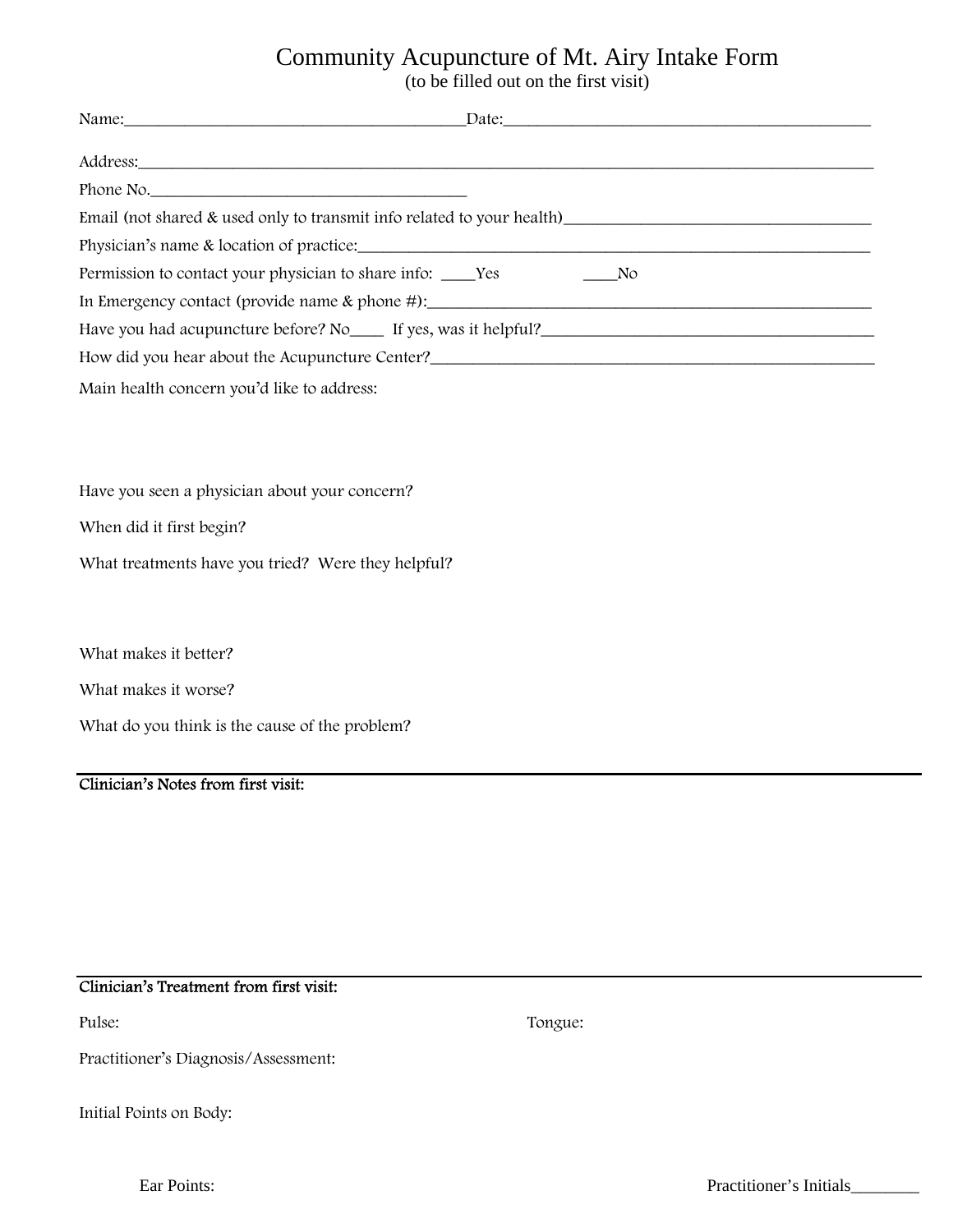# Community Acupuncture of Mt. Airy Intake Form

(to be filled out on the first visit)

Name:_________________________________________Date:_____________________________________________

Address:______________________________________________________________________________________________

Phone No.______________________________________

Email (not shared & used only to transmit info related to your health)_____________________________________

Physician's name & location of practice:_____________________________________________________________

Permission to contact your physician to share info: ____Yes ____No

In Emergency contact (provide name & phone #):_____________________________________________________

Have you had acupuncture before? No____ If yes, was it helpful?________________________________________

How did you hear about the Acupuncture Center?______________________________________________________

Main health concern you'd like to address:

Have you seen a physician about your concern?

When did it first begin?

What treatments have you tried? Were they helpful?

What makes it better?

What makes it worse?

What do you think is the cause of the problem?

---

**Clinician's Notes from first visit:**

---

**Clinician's Treatment from first visit:**

Pulse: Tongue:

Practitioner's Diagnosis/Assessment:

Initial Points on Body:

Ear Points: Practitioner's Initials________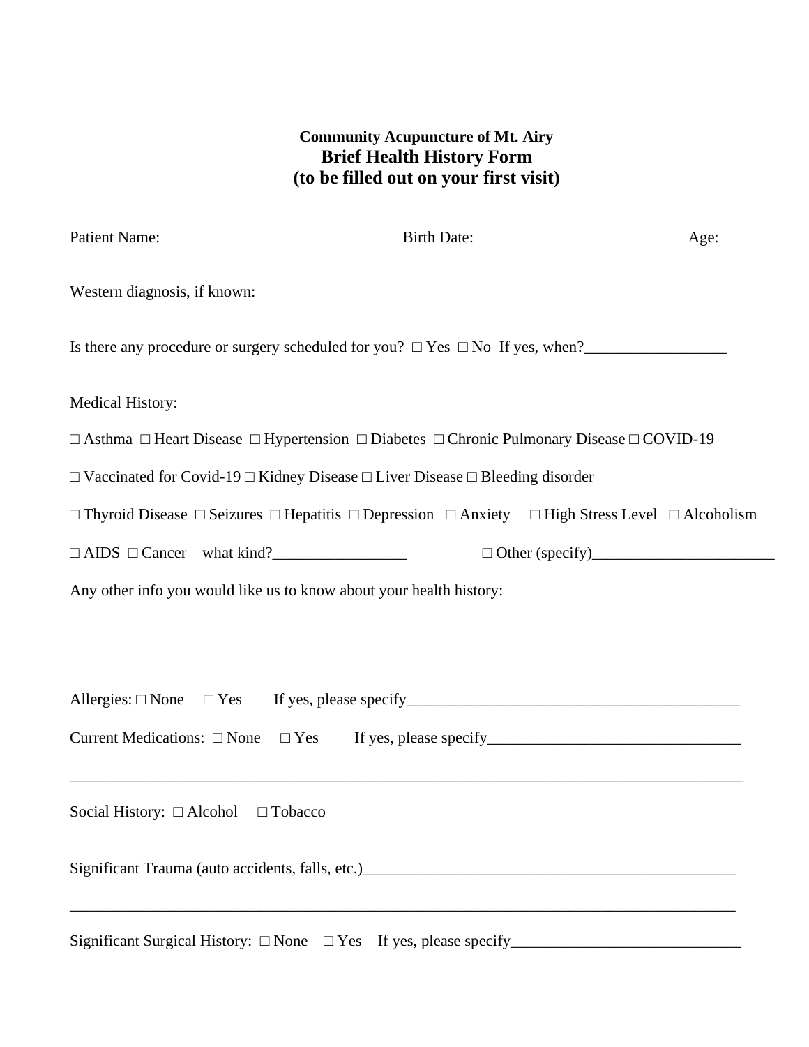**Community Acupuncture of Mt. Airy**

## Brief Health History Form
## (to be filled out on your first visit)

Patient Name: Birth Date: Age:

Western diagnosis, if known:

Is there any procedure or surgery scheduled for you? □ Yes □ No If yes, when?__________________

Medical History:

□ Asthma □ Heart Disease □ Hypertension □ Diabetes □ Chronic Pulmonary Disease □ COVID-19

□ Vaccinated for Covid-19 □ Kidney Disease □ Liver Disease □ Bleeding disorder

□ Thyroid Disease □ Seizures □ Hepatitis □ Depression □ Anxiety □ High Stress Level □ Alcoholism

□ AIDS □ Cancer – what kind?_________________ □ Other (specify)_______________________

Any other info you would like us to know about your health history:

Allergies: □ None □ Yes If yes, please specify____________________________________________

Current Medications: □ None □ Yes If yes, please specify_________________________________

_____________________________________________________________________________________

Social History: □ Alcohol □ Tobacco

Significant Trauma (auto accidents, falls, etc.)_________________________________________________

_____________________________________________________________________________________

Significant Surgical History: □ None □ Yes If yes, please specify_____________________________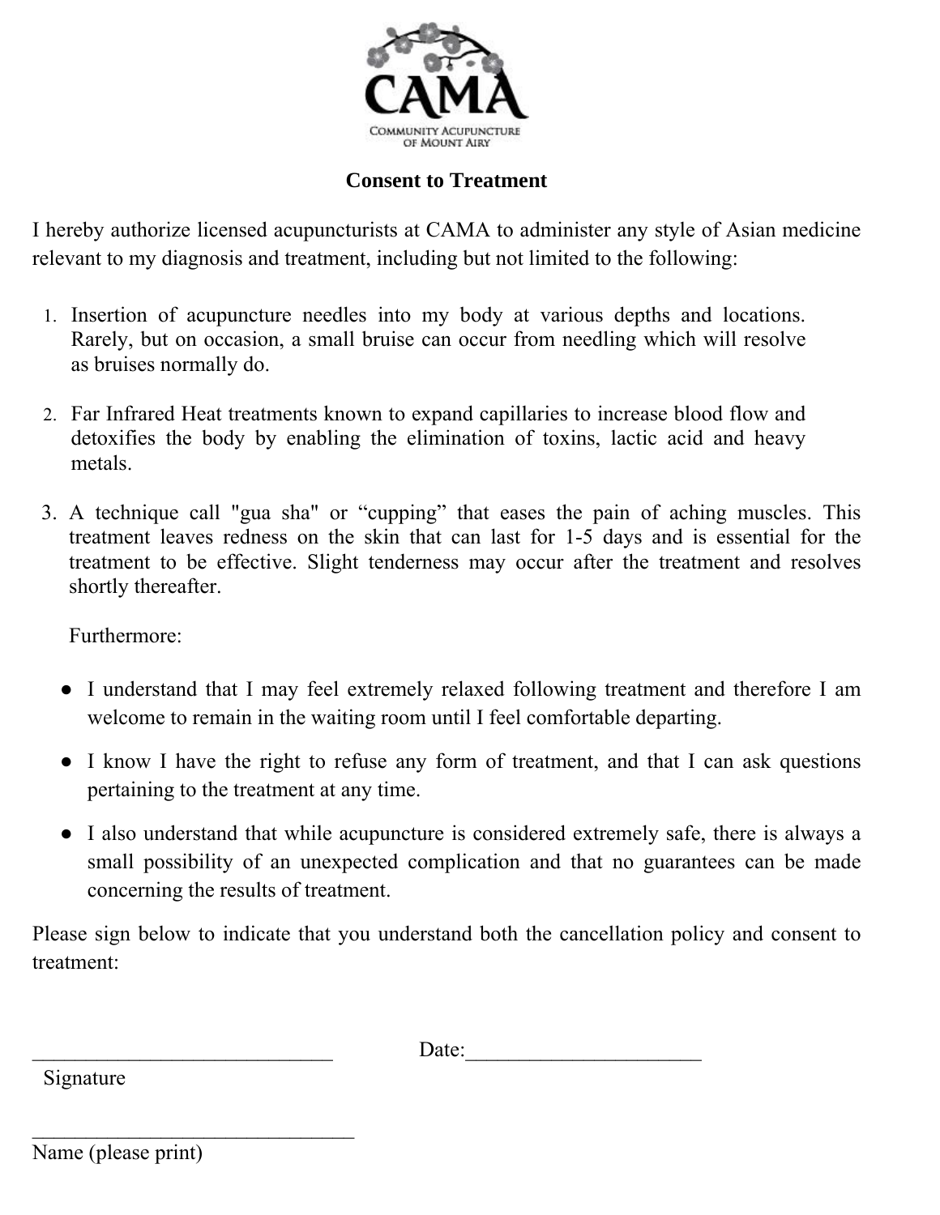CAMA

COMMUNITY ACUPUNCTURE OF MOUNT AIRY

## Consent to Treatment

I hereby authorize licensed acupuncturists at CAMA to administer any style of Asian medicine relevant to my diagnosis and treatment, including but not limited to the following:

1. Insertion of acupuncture needles into my body at various depths and locations. Rarely, but on occasion, a small bruise can occur from needling which will resolve as bruises normally do.

2. Far Infrared Heat treatments known to expand capillaries to increase blood flow and detoxifies the body by enabling the elimination of toxins, lactic acid and heavy metals.

3. A technique call "gua sha" or “cupping” that eases the pain of aching muscles. This treatment leaves redness on the skin that can last for 1-5 days and is essential for the treatment to be effective. Slight tenderness may occur after the treatment and resolves shortly thereafter.

Furthermore:

- I understand that I may feel extremely relaxed following treatment and therefore I am welcome to remain in the waiting room until I feel comfortable departing.
- I know I have the right to refuse any form of treatment, and that I can ask questions pertaining to the treatment at any time.
- I also understand that while acupuncture is considered extremely safe, there is always a small possibility of an unexpected complication and that no guarantees can be made concerning the results of treatment.

Please sign below to indicate that you understand both the cancellation policy and consent to treatment:

_____________________________ Date:______________________

Signature

_______________________________

Name (please print)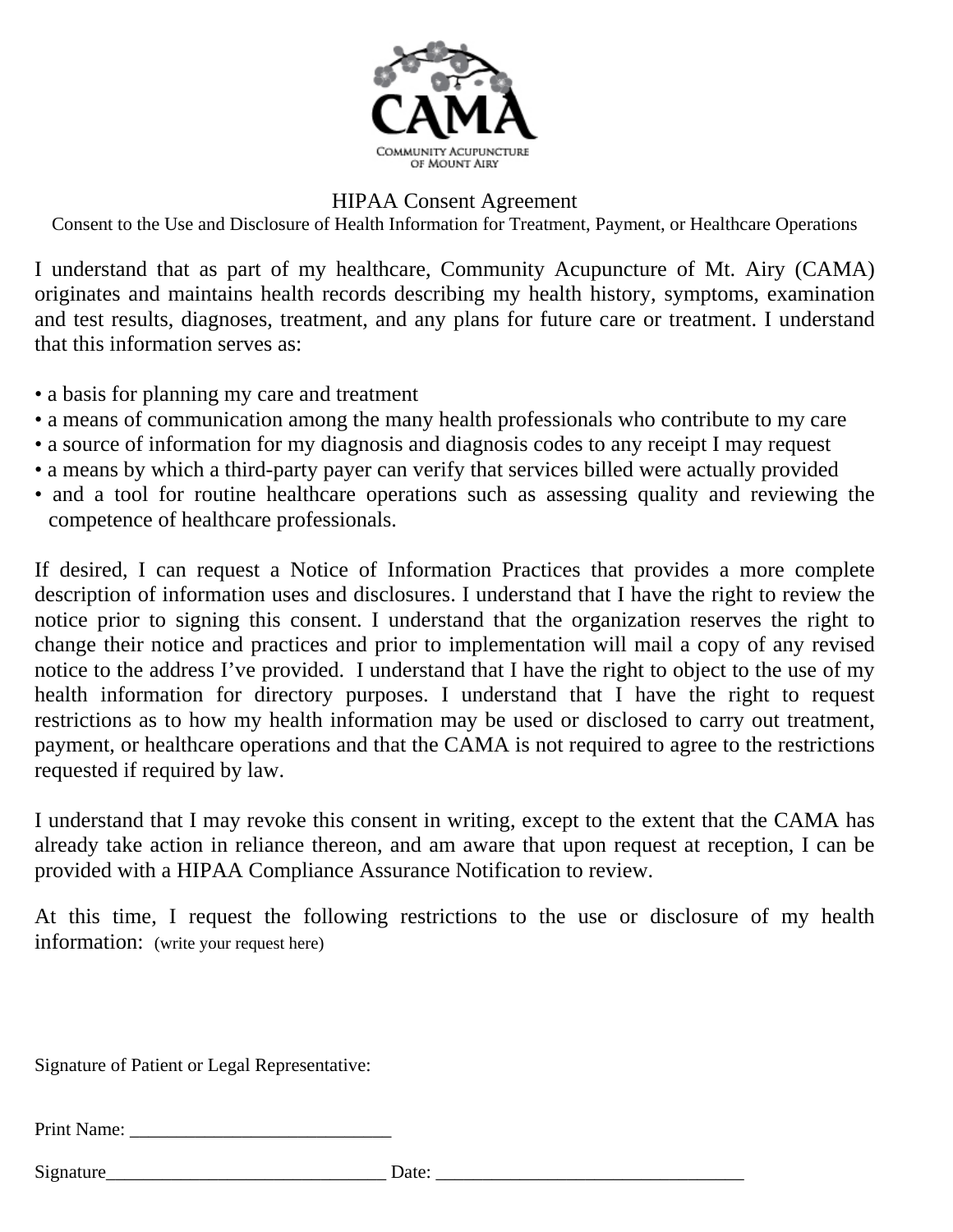CAMA

COMMUNITY ACUPUNCTURE OF MOUNT AIRY

# HIPAA Consent Agreement

Consent to the Use and Disclosure of Health Information for Treatment, Payment, or Healthcare Operations

I understand that as part of my healthcare, Community Acupuncture of Mt. Airy (CAMA) originates and maintains health records describing my health history, symptoms, examination and test results, diagnoses, treatment, and any plans for future care or treatment. I understand that this information serves as:

- a basis for planning my care and treatment
- a means of communication among the many health professionals who contribute to my care
- a source of information for my diagnosis and diagnosis codes to any receipt I may request
- a means by which a third-party payer can verify that services billed were actually provided
- and a tool for routine healthcare operations such as assessing quality and reviewing the competence of healthcare professionals.

If desired, I can request a Notice of Information Practices that provides a more complete description of information uses and disclosures. I understand that I have the right to review the notice prior to signing this consent. I understand that the organization reserves the right to change their notice and practices and prior to implementation will mail a copy of any revised notice to the address I've provided. I understand that I have the right to object to the use of my health information for directory purposes. I understand that I have the right to request restrictions as to how my health information may be used or disclosed to carry out treatment, payment, or healthcare operations and that the CAMA is not required to agree to the restrictions requested if required by law.

I understand that I may revoke this consent in writing, except to the extent that the CAMA has already take action in reliance thereon, and am aware that upon request at reception, I can be provided with a HIPAA Compliance Assurance Notification to review.

At this time, I request the following restrictions to the use or disclosure of my health information: (write your request here)

Signature of Patient or Legal Representative:

Print Name: ____________________________

Signature______________________________ Date: _________________________________